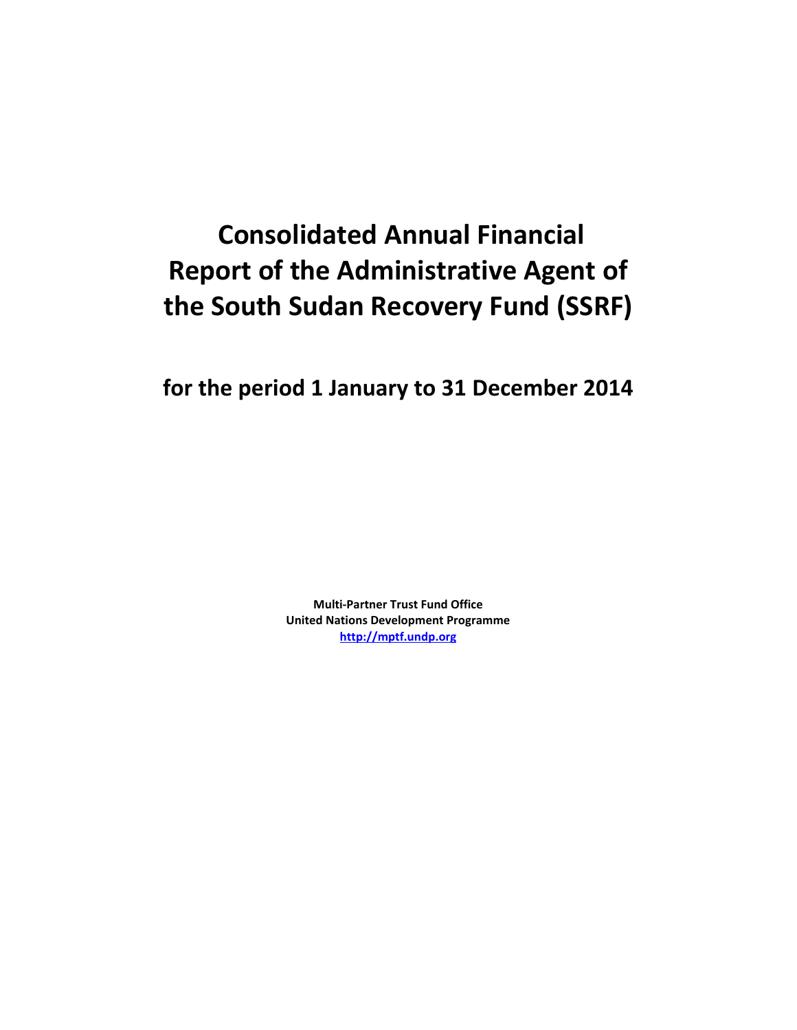# Consolidated Annual Financial Report of the Administrative Agent of the South Sudan Recovery Fund (SSRF)

## for the period 1 January to 31 December 2014

**Multi-Partner Trust Fund Office**
**United Nations Development Programme**
**[http://mptf.undp.org](http://mptf.undp.org)**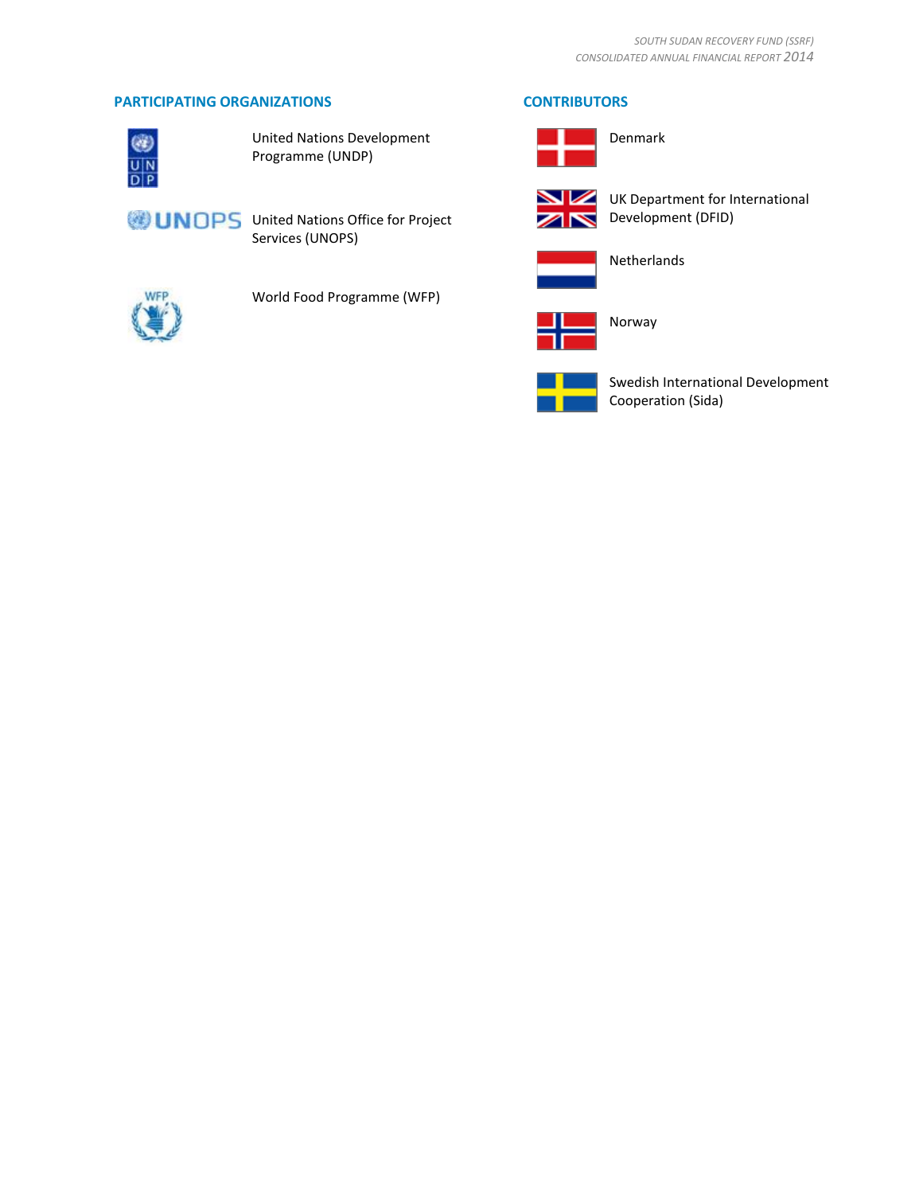## PARTICIPATING ORGANIZATIONS

- United Nations Development Programme (UNDP)
- United Nations Office for Project Services (UNOPS)
- World Food Programme (WFP)

## CONTRIBUTORS

- Denmark
- UK Department for International Development (DFID)
- Netherlands
- Norway
- Swedish International Development Cooperation (Sida)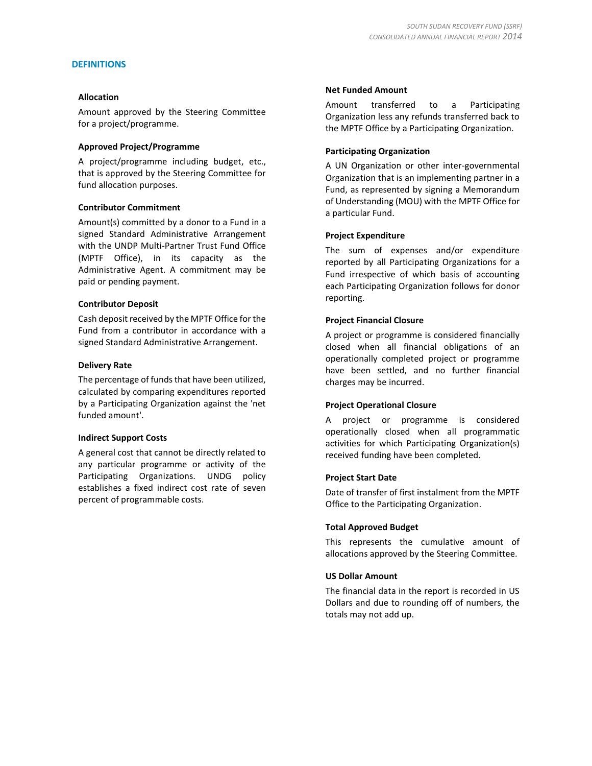## DEFINITIONS

### Allocation

Amount approved by the Steering Committee for a project/programme.

### Approved Project/Programme

A project/programme including budget, etc., that is approved by the Steering Committee for fund allocation purposes.

### Contributor Commitment

Amount(s) committed by a donor to a Fund in a signed Standard Administrative Arrangement with the UNDP Multi-Partner Trust Fund Office (MPTF Office), in its capacity as the Administrative Agent. A commitment may be paid or pending payment.

### Contributor Deposit

Cash deposit received by the MPTF Office for the Fund from a contributor in accordance with a signed Standard Administrative Arrangement.

### Delivery Rate

The percentage of funds that have been utilized, calculated by comparing expenditures reported by a Participating Organization against the 'net funded amount'.

### Indirect Support Costs

A general cost that cannot be directly related to any particular programme or activity of the Participating Organizations. UNDG policy establishes a fixed indirect cost rate of seven percent of programmable costs.

### Net Funded Amount

Amount transferred to a Participating Organization less any refunds transferred back to the MPTF Office by a Participating Organization.

### Participating Organization

A UN Organization or other inter-governmental Organization that is an implementing partner in a Fund, as represented by signing a Memorandum of Understanding (MOU) with the MPTF Office for a particular Fund.

### Project Expenditure

The sum of expenses and/or expenditure reported by all Participating Organizations for a Fund irrespective of which basis of accounting each Participating Organization follows for donor reporting.

### Project Financial Closure

A project or programme is considered financially closed when all financial obligations of an operationally completed project or programme have been settled, and no further financial charges may be incurred.

### Project Operational Closure

A project or programme is considered operationally closed when all programmatic activities for which Participating Organization(s) received funding have been completed.

### Project Start Date

Date of transfer of first instalment from the MPTF Office to the Participating Organization.

### Total Approved Budget

This represents the cumulative amount of allocations approved by the Steering Committee.

### US Dollar Amount

The financial data in the report is recorded in US Dollars and due to rounding off of numbers, the totals may not add up.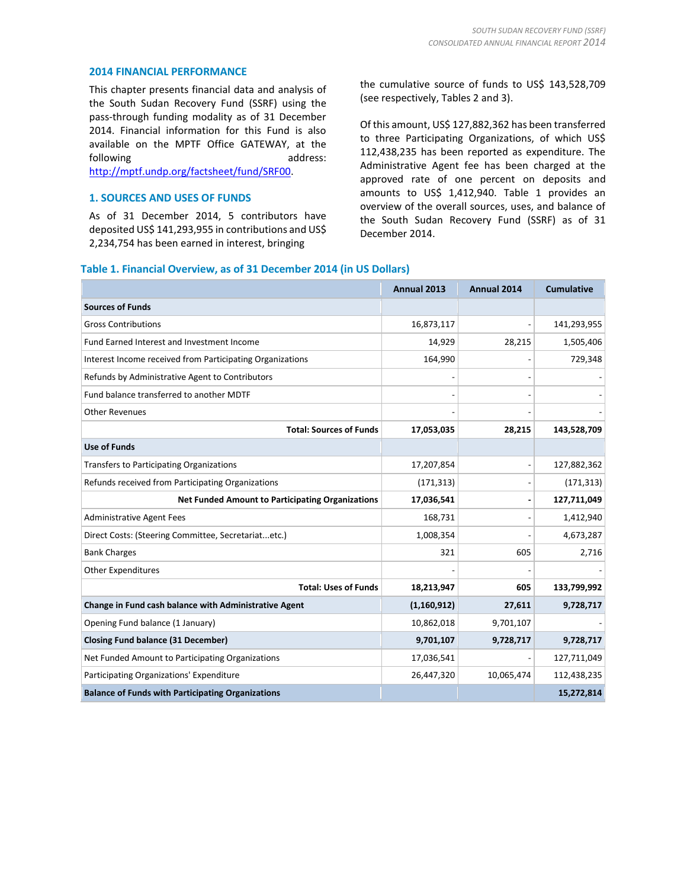## 2014 FINANCIAL PERFORMANCE

This chapter presents financial data and analysis of the South Sudan Recovery Fund (SSRF) using the pass-through funding modality as of 31 December 2014. Financial information for this Fund is also available on the MPTF Office GATEWAY, at the following address: http://mptf.undp.org/factsheet/fund/SRF00.

## 1. SOURCES AND USES OF FUNDS

As of 31 December 2014, 5 contributors have deposited US$ 141,293,955 in contributions and US$ 2,234,754 has been earned in interest, bringing the cumulative source of funds to US$ 143,528,709 (see respectively, Tables 2 and 3).

Of this amount, US$ 127,882,362 has been transferred to three Participating Organizations, of which US$ 112,438,235 has been reported as expenditure. The Administrative Agent fee has been charged at the approved rate of one percent on deposits and amounts to US$ 1,412,940. Table 1 provides an overview of the overall sources, uses, and balance of the South Sudan Recovery Fund (SSRF) as of 31 December 2014.

### Table 1. Financial Overview, as of 31 December 2014 (in US Dollars)

| | Annual 2013 | Annual 2014 | Cumulative |
|---|---|---|---|
| **Sources of Funds** | | | |
| Gross Contributions | 16,873,117 | - | 141,293,955 |
| Fund Earned Interest and Investment Income | 14,929 | 28,215 | 1,505,406 |
| Interest Income received from Participating Organizations | 164,990 | - | 729,348 |
| Refunds by Administrative Agent to Contributors | - | - | - |
| Fund balance transferred to another MDTF | - | - | - |
| Other Revenues | - | - | - |
| **Total: Sources of Funds** | **17,053,035** | **28,215** | **143,528,709** |
| **Use of Funds** | | | |
| Transfers to Participating Organizations | 17,207,854 | - | 127,882,362 |
| Refunds received from Participating Organizations | (171,313) | - | (171,313) |
| **Net Funded Amount to Participating Organizations** | **17,036,541** | **-** | **127,711,049** |
| Administrative Agent Fees | 168,731 | - | 1,412,940 |
| Direct Costs: (Steering Committee, Secretariat...etc.) | 1,008,354 | - | 4,673,287 |
| Bank Charges | 321 | 605 | 2,716 |
| Other Expenditures | - | - | - |
| **Total: Uses of Funds** | **18,213,947** | **605** | **133,799,992** |
| **Change in Fund cash balance with Administrative Agent** | **(1,160,912)** | **27,611** | **9,728,717** |
| Opening Fund balance (1 January) | 10,862,018 | 9,701,107 | - |
| **Closing Fund balance (31 December)** | **9,701,107** | **9,728,717** | **9,728,717** |
| Net Funded Amount to Participating Organizations | 17,036,541 | - | 127,711,049 |
| Participating Organizations' Expenditure | 26,447,320 | 10,065,474 | 112,438,235 |
| **Balance of Funds with Participating Organizations** | | | **15,272,814** |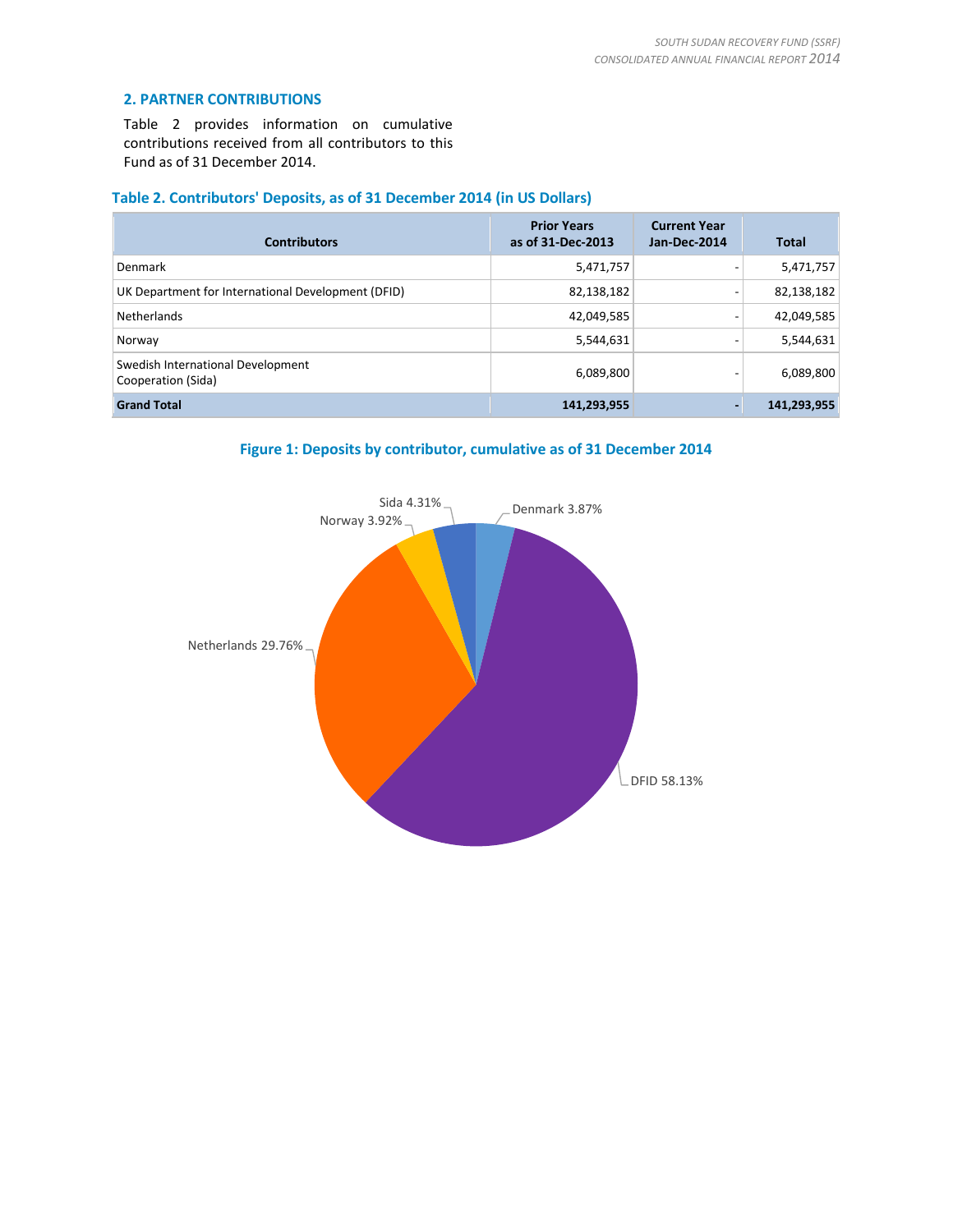## 2. PARTNER CONTRIBUTIONS

Table 2 provides information on cumulative contributions received from all contributors to this Fund as of 31 December 2014.

**Table 2. Contributors' Deposits, as of 31 December 2014 (in US Dollars)**

| Contributors | Prior Years as of 31-Dec-2013 | Current Year Jan-Dec-2014 | Total |
|---|---|---|---|
| Denmark | 5,471,757 | - | 5,471,757 |
| UK Department for International Development (DFID) | 82,138,182 | - | 82,138,182 |
| Netherlands | 42,049,585 | - | 42,049,585 |
| Norway | 5,544,631 | - | 5,544,631 |
| Swedish International Development Cooperation (Sida) | 6,089,800 | - | 6,089,800 |
| **Grand Total** | **141,293,955** | **-** | **141,293,955** |

**Figure 1: Deposits by contributor, cumulative as of 31 December 2014**

Denmark 3.87%
DFID 58.13%
Netherlands 29.76%
Norway 3.92%
Sida 4.31%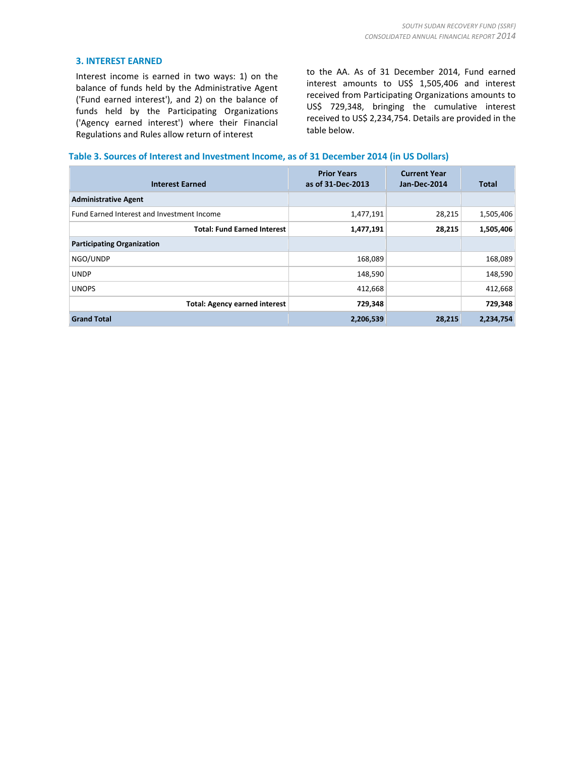## 3. INTEREST EARNED

Interest income is earned in two ways: 1) on the balance of funds held by the Administrative Agent ('Fund earned interest'), and 2) on the balance of funds held by the Participating Organizations ('Agency earned interest') where their Financial Regulations and Rules allow return of interest to the AA. As of 31 December 2014, Fund earned interest amounts to US$ 1,505,406 and interest received from Participating Organizations amounts to US$ 729,348, bringing the cumulative interest received to US$ 2,234,754. Details are provided in the table below.

**Table 3. Sources of Interest and Investment Income, as of 31 December 2014 (in US Dollars)**

| Interest Earned | Prior Years as of 31-Dec-2013 | Current Year Jan-Dec-2014 | Total |
|---|---|---|---|
| **Administrative Agent** | | | |
| Fund Earned Interest and Investment Income | 1,477,191 | 28,215 | 1,505,406 |
| **Total: Fund Earned Interest** | **1,477,191** | **28,215** | **1,505,406** |
| **Participating Organization** | | | |
| NGO/UNDP | 168,089 | | 168,089 |
| UNDP | 148,590 | | 148,590 |
| UNOPS | 412,668 | | 412,668 |
| **Total: Agency earned interest** | **729,348** | | **729,348** |
| **Grand Total** | **2,206,539** | **28,215** | **2,234,754** |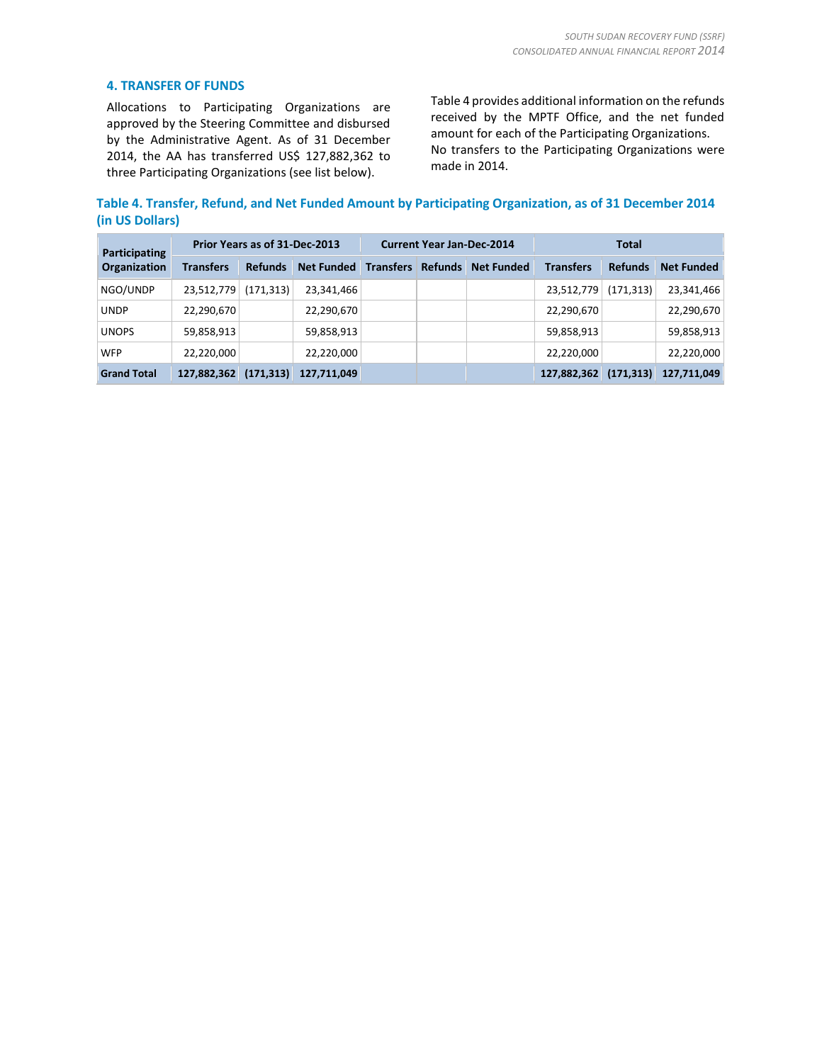## 4. TRANSFER OF FUNDS

Allocations to Participating Organizations are approved by the Steering Committee and disbursed by the Administrative Agent. As of 31 December 2014, the AA has transferred US$ 127,882,362 to three Participating Organizations (see list below).

Table 4 provides additional information on the refunds received by the MPTF Office, and the net funded amount for each of the Participating Organizations. No transfers to the Participating Organizations were made in 2014.

### Table 4. Transfer, Refund, and Net Funded Amount by Participating Organization, as of 31 December 2014 (in US Dollars)

| Participating Organization | Prior Years as of 31-Dec-2013 | | | Current Year Jan-Dec-2014 | | | Total | | |
|---|---|---|---|---|---|---|---|---|---|
| | Transfers | Refunds | Net Funded | Transfers | Refunds | Net Funded | Transfers | Refunds | Net Funded |
| NGO/UNDP | 23,512,779 | (171,313) | 23,341,466 | | | | 23,512,779 | (171,313) | 23,341,466 |
| UNDP | 22,290,670 | | 22,290,670 | | | | 22,290,670 | | 22,290,670 |
| UNOPS | 59,858,913 | | 59,858,913 | | | | 59,858,913 | | 59,858,913 |
| WFP | 22,220,000 | | 22,220,000 | | | | 22,220,000 | | 22,220,000 |
| **Grand Total** | **127,882,362** | **(171,313)** | **127,711,049** | | | | **127,882,362** | **(171,313)** | **127,711,049** |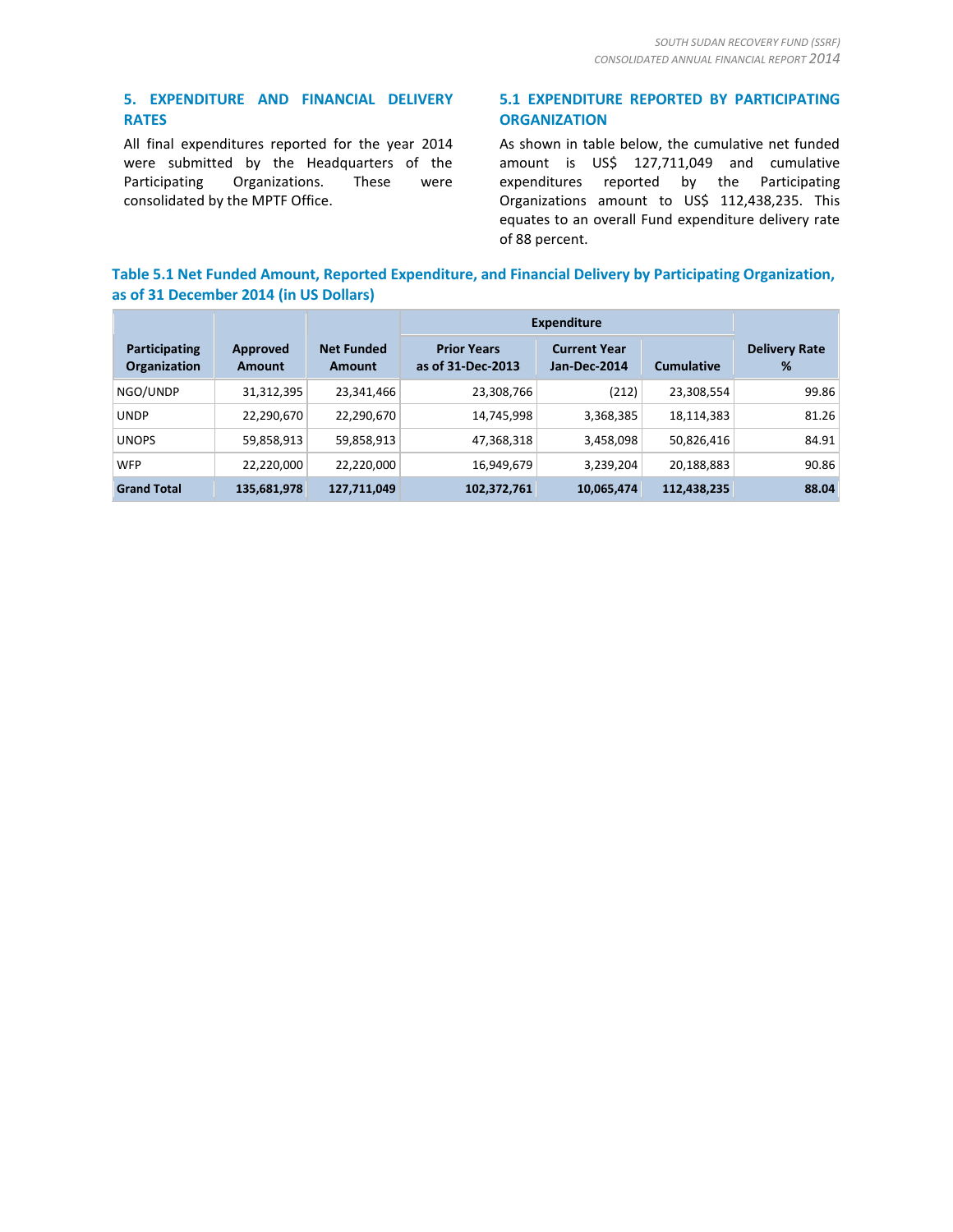## 5. EXPENDITURE AND FINANCIAL DELIVERY RATES

All final expenditures reported for the year 2014 were submitted by the Headquarters of the Participating Organizations. These were consolidated by the MPTF Office.

### 5.1 EXPENDITURE REPORTED BY PARTICIPATING ORGANIZATION

As shown in table below, the cumulative net funded amount is US$ 127,711,049 and cumulative expenditures reported by the Participating Organizations amount to US$ 112,438,235. This equates to an overall Fund expenditure delivery rate of 88 percent.

**Table 5.1 Net Funded Amount, Reported Expenditure, and Financial Delivery by Participating Organization, as of 31 December 2014 (in US Dollars)**

| Participating Organization | Approved Amount | Net Funded Amount | Expenditure | | | Delivery Rate % |
|---|---|---|---|---|---|---|
| | | | Prior Years as of 31-Dec-2013 | Current Year Jan-Dec-2014 | Cumulative | |
| NGO/UNDP | 31,312,395 | 23,341,466 | 23,308,766 | (212) | 23,308,554 | 99.86 |
| UNDP | 22,290,670 | 22,290,670 | 14,745,998 | 3,368,385 | 18,114,383 | 81.26 |
| UNOPS | 59,858,913 | 59,858,913 | 47,368,318 | 3,458,098 | 50,826,416 | 84.91 |
| WFP | 22,220,000 | 22,220,000 | 16,949,679 | 3,239,204 | 20,188,883 | 90.86 |
| **Grand Total** | **135,681,978** | **127,711,049** | **102,372,761** | **10,065,474** | **112,438,235** | **88.04** |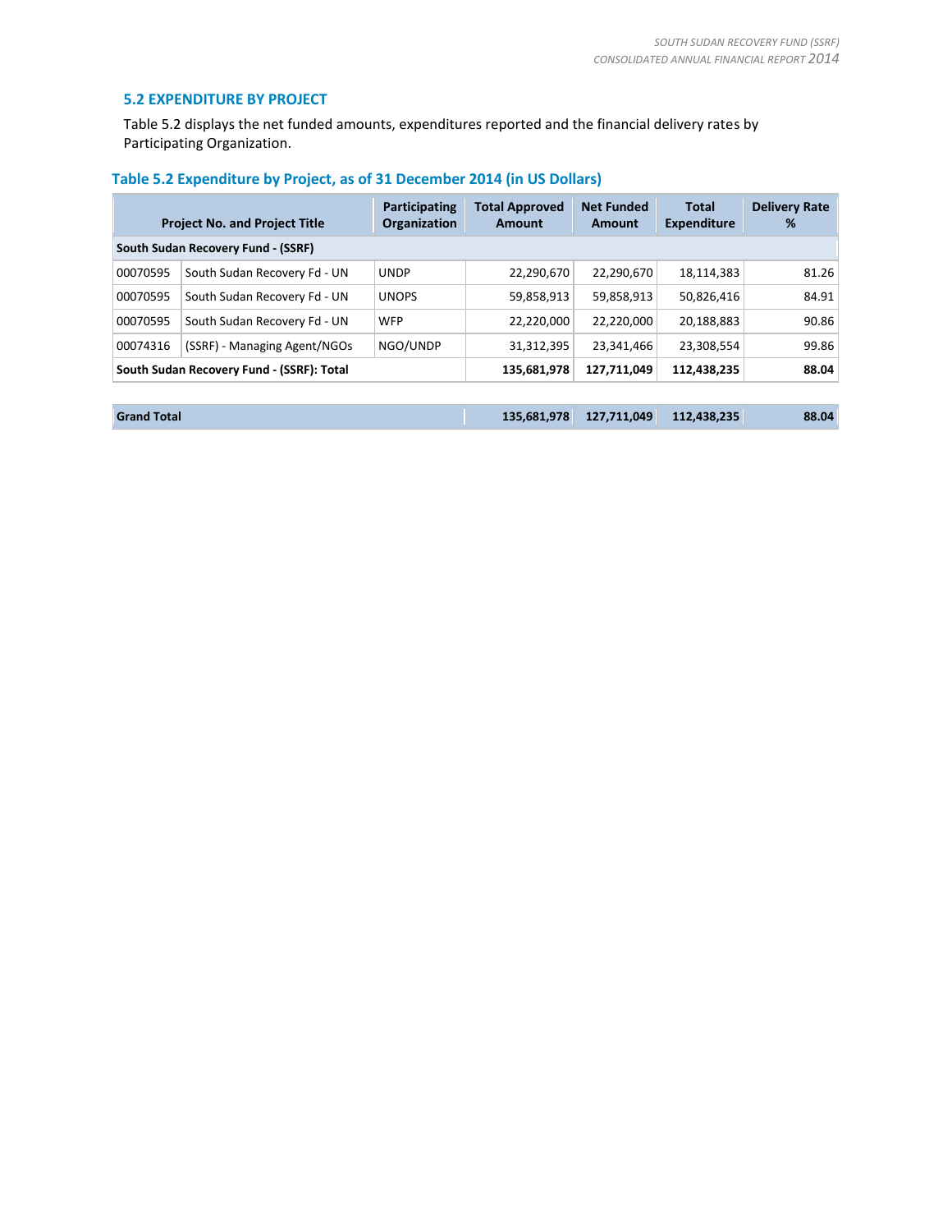## 5.2 EXPENDITURE BY PROJECT

Table 5.2 displays the net funded amounts, expenditures reported and the financial delivery rates by Participating Organization.

### Table 5.2 Expenditure by Project, as of 31 December 2014 (in US Dollars)

| Project No. and Project Title | | Participating Organization | Total Approved Amount | Net Funded Amount | Total Expenditure | Delivery Rate % |
|---|---|---|---|---|---|---|
| **South Sudan Recovery Fund - (SSRF)** | | | | | | |
| 00070595 | South Sudan Recovery Fd - UN | UNDP | 22,290,670 | 22,290,670 | 18,114,383 | 81.26 |
| 00070595 | South Sudan Recovery Fd - UN | UNOPS | 59,858,913 | 59,858,913 | 50,826,416 | 84.91 |
| 00070595 | South Sudan Recovery Fd - UN | WFP | 22,220,000 | 22,220,000 | 20,188,883 | 90.86 |
| 00074316 | (SSRF) - Managing Agent/NGOs | NGO/UNDP | 31,312,395 | 23,341,466 | 23,308,554 | 99.86 |
| **South Sudan Recovery Fund - (SSRF): Total** | | | **135,681,978** | **127,711,049** | **112,438,235** | **88.04** |
| **Grand Total** | | | **135,681,978** | **127,711,049** | **112,438,235** | **88.04** |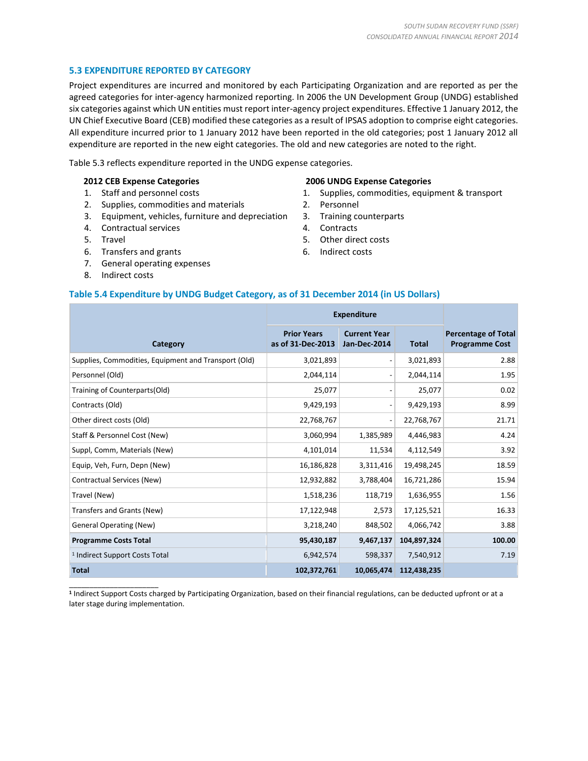### 5.3 EXPENDITURE REPORTED BY CATEGORY

Project expenditures are incurred and monitored by each Participating Organization and are reported as per the agreed categories for inter-agency harmonized reporting. In 2006 the UN Development Group (UNDG) established six categories against which UN entities must report inter-agency project expenditures. Effective 1 January 2012, the UN Chief Executive Board (CEB) modified these categories as a result of IPSAS adoption to comprise eight categories. All expenditure incurred prior to 1 January 2012 have been reported in the old categories; post 1 January 2012 all expenditure are reported in the new eight categories. The old and new categories are noted to the right.

Table 5.3 reflects expenditure reported in the UNDG expense categories.

**2012 CEB Expense Categories**

1. Staff and personnel costs
2. Supplies, commodities and materials
3. Equipment, vehicles, furniture and depreciation
4. Contractual services
5. Travel
6. Transfers and grants
7. General operating expenses
8. Indirect costs

**2006 UNDG Expense Categories**

1. Supplies, commodities, equipment & transport
2. Personnel
3. Training counterparts
4. Contracts
5. Other direct costs
6. Indirect costs

**Table 5.4 Expenditure by UNDG Budget Category, as of 31 December 2014 (in US Dollars)**

| Category | Expenditure | | | Percentage of Total Programme Cost |
|---|---|---|---|---|
| | Prior Years as of 31-Dec-2013 | Current Year Jan-Dec-2014 | Total | |
| Supplies, Commodities, Equipment and Transport (Old) | 3,021,893 | - | 3,021,893 | 2.88 |
| Personnel (Old) | 2,044,114 | - | 2,044,114 | 1.95 |
| Training of Counterparts(Old) | 25,077 | - | 25,077 | 0.02 |
| Contracts (Old) | 9,429,193 | - | 9,429,193 | 8.99 |
| Other direct costs (Old) | 22,768,767 | - | 22,768,767 | 21.71 |
| Staff & Personnel Cost (New) | 3,060,994 | 1,385,989 | 4,446,983 | 4.24 |
| Suppl, Comm, Materials (New) | 4,101,014 | 11,534 | 4,112,549 | 3.92 |
| Equip, Veh, Furn, Depn (New) | 16,186,828 | 3,311,416 | 19,498,245 | 18.59 |
| Contractual Services (New) | 12,932,882 | 3,788,404 | 16,721,286 | 15.94 |
| Travel (New) | 1,518,236 | 118,719 | 1,636,955 | 1.56 |
| Transfers and Grants (New) | 17,122,948 | 2,573 | 17,125,521 | 16.33 |
| General Operating (New) | 3,218,240 | 848,502 | 4,066,742 | 3.88 |
| **Programme Costs Total** | **95,430,187** | **9,467,137** | **104,897,324** | **100.00** |
| [1] Indirect Support Costs Total | 6,942,574 | 598,337 | 7,540,912 | 7.19 |
| **Total** | **102,372,761** | **10,065,474** | **112,438,235** | |

[1] Indirect Support Costs charged by Participating Organization, based on their financial regulations, can be deducted upfront or at a later stage during implementation.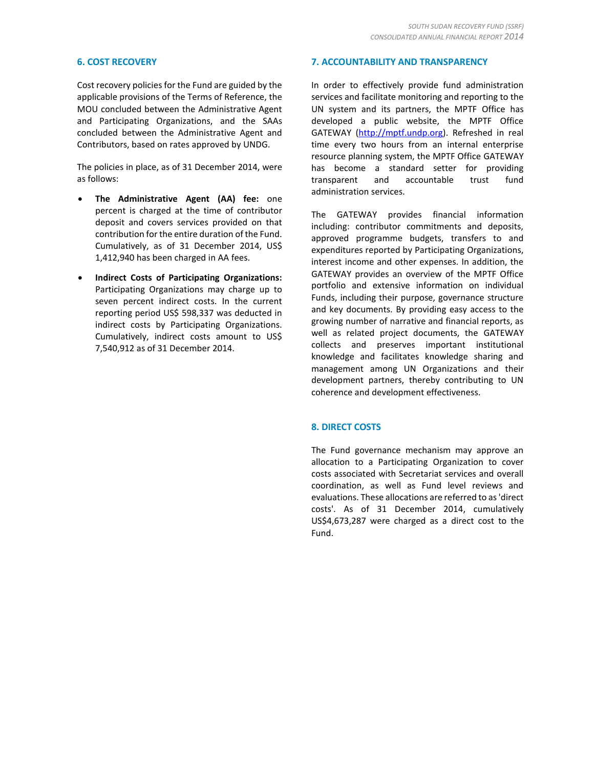## 6. COST RECOVERY

Cost recovery policies for the Fund are guided by the applicable provisions of the Terms of Reference, the MOU concluded between the Administrative Agent and Participating Organizations, and the SAAs concluded between the Administrative Agent and Contributors, based on rates approved by UNDG.

The policies in place, as of 31 December 2014, were as follows:

- **The Administrative Agent (AA) fee:** one percent is charged at the time of contributor deposit and covers services provided on that contribution for the entire duration of the Fund. Cumulatively, as of 31 December 2014, US$ 1,412,940 has been charged in AA fees.
- **Indirect Costs of Participating Organizations:** Participating Organizations may charge up to seven percent indirect costs. In the current reporting period US$ 598,337 was deducted in indirect costs by Participating Organizations. Cumulatively, indirect costs amount to US$ 7,540,912 as of 31 December 2014.

## 7. ACCOUNTABILITY AND TRANSPARENCY

In order to effectively provide fund administration services and facilitate monitoring and reporting to the UN system and its partners, the MPTF Office has developed a public website, the MPTF Office GATEWAY (http://mptf.undp.org). Refreshed in real time every two hours from an internal enterprise resource planning system, the MPTF Office GATEWAY has become a standard setter for providing transparent and accountable trust fund administration services.

The GATEWAY provides financial information including: contributor commitments and deposits, approved programme budgets, transfers to and expenditures reported by Participating Organizations, interest income and other expenses. In addition, the GATEWAY provides an overview of the MPTF Office portfolio and extensive information on individual Funds, including their purpose, governance structure and key documents. By providing easy access to the growing number of narrative and financial reports, as well as related project documents, the GATEWAY collects and preserves important institutional knowledge and facilitates knowledge sharing and management among UN Organizations and their development partners, thereby contributing to UN coherence and development effectiveness.

## 8. DIRECT COSTS

The Fund governance mechanism may approve an allocation to a Participating Organization to cover costs associated with Secretariat services and overall coordination, as well as Fund level reviews and evaluations. These allocations are referred to as 'direct costs'. As of 31 December 2014, cumulatively US$4,673,287 were charged as a direct cost to the Fund.